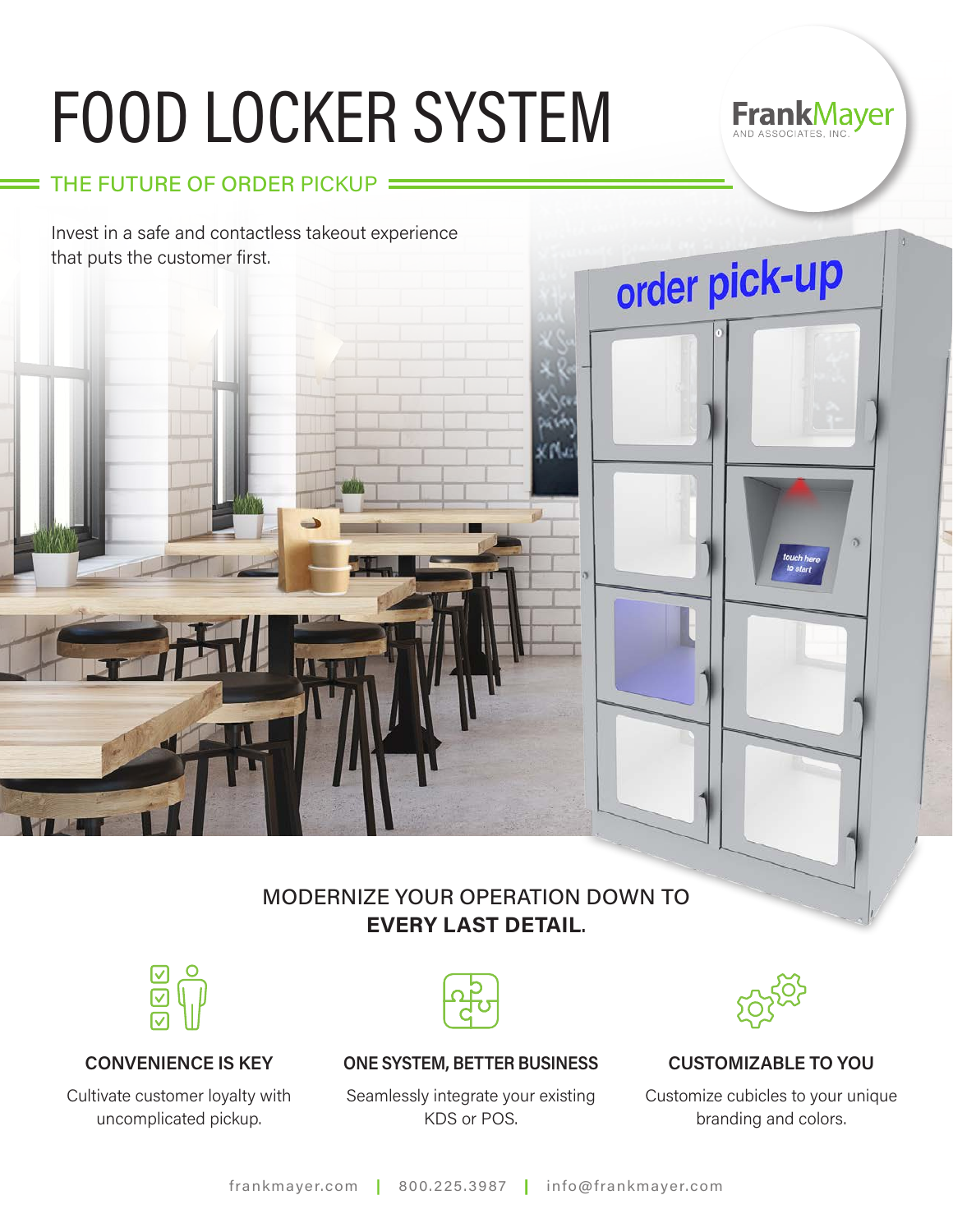# FOOD LOCKER SYSTEM

FrankMayer AND ASSOCIATES, INC.

## THE FUTURE OF ORDER PICKUP

Invest in a safe and contactless takeout experience that puts the customer first.

order pick-up

touch here to start

## MODERNIZE YOUR OPERATION DOWN TO **EVERY LAST DETAIL.**

### CONVENIENCE IS KEY

Cultivate customer loyalty with uncomplicated pickup.

### ONE SYSTEM, BETTER BUSINESS

Seamlessly integrate your existing KDS or POS.

### CUSTOMIZABLE TO YOU

Customize cubicles to your unique branding and colors.

frankmayer.com | 800.225.3987 | info@frankmayer.com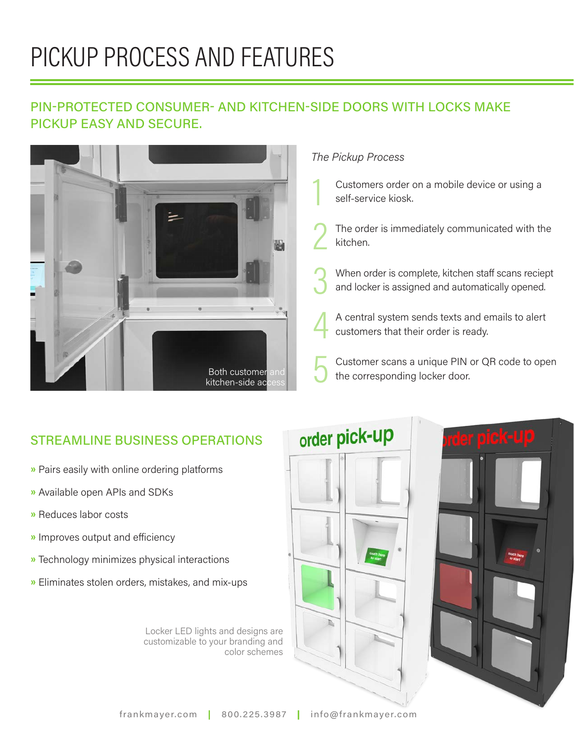# PICKUP PROCESS AND FEATURES

## PIN-PROTECTED CONSUMER- AND KITCHEN-SIDE DOORS WITH LOCKS MAKE PICKUP EASY AND SECURE.

Both customer and kitchen-side access

*The Pickup Process*

1. Customers order on a mobile device or using a self-service kiosk.
2. The order is immediately communicated with the kitchen.
3. When order is complete, kitchen staff scans reciept and locker is assigned and automatically opened.
4. A central system sends texts and emails to alert customers that their order is ready.
5. Customer scans a unique PIN or QR code to open the corresponding locker door.

## STREAMLINE BUSINESS OPERATIONS

- Pairs easily with online ordering platforms
- Available open APIs and SDKs
- Reduces labor costs
- Improves output and efficiency
- Technology minimizes physical interactions
- Eliminates stolen orders, mistakes, and mix-ups

Locker LED lights and designs are customizable to your branding and color schemes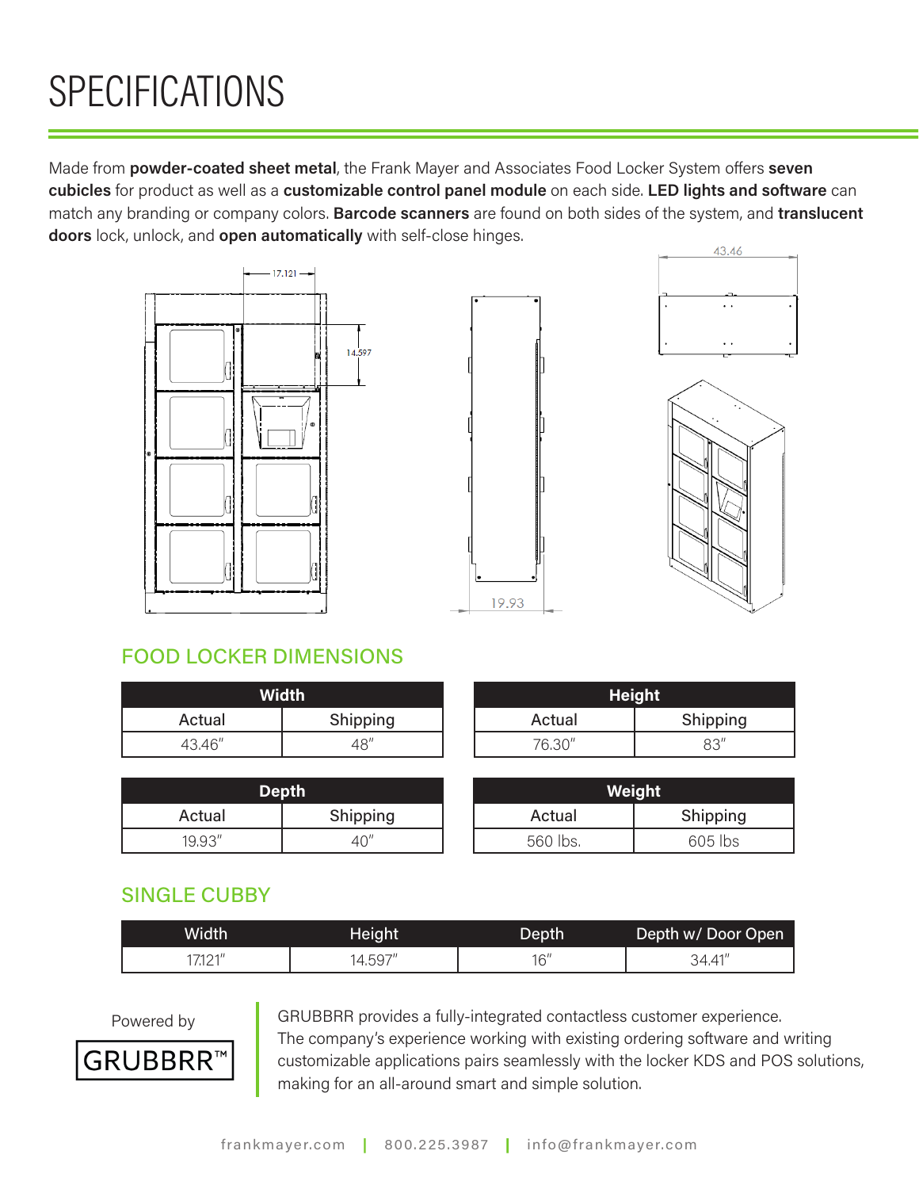# SPECIFICATIONS

Made from **powder-coated sheet metal**, the Frank Mayer and Associates Food Locker System offers **seven cubicles** for product as well as a **customizable control panel module** on each side. **LED lights and software** can match any branding or company colors. **Barcode scanners** are found on both sides of the system, and **translucent doors** lock, unlock, and **open automatically** with self-close hinges.

17.121

14.597

19.93

43.46

## FOOD LOCKER DIMENSIONS

| Width | |
|---|---|
| Actual | Shipping |
| 43.46" | 48" |

| Height | |
|---|---|
| Actual | Shipping |
| 76.30" | 83" |

| Depth | |
|---|---|
| Actual | Shipping |
| 19.93" | 40" |

| Weight | |
|---|---|
| Actual | Shipping |
| 560 lbs. | 605 lbs |

## SINGLE CUBBY

| Width | Height | Depth | Depth w/ Door Open |
|---|---|---|---|
| 17.121" | 14.597" | 16" | 34.41" |

Powered by

GRUBBRR™

GRUBBRR provides a fully-integrated contactless customer experience. The company's experience working with existing ordering software and writing customizable applications pairs seamlessly with the locker KDS and POS solutions, making for an all-around smart and simple solution.

frankmayer.com | 800.225.3987 | info@frankmayer.com